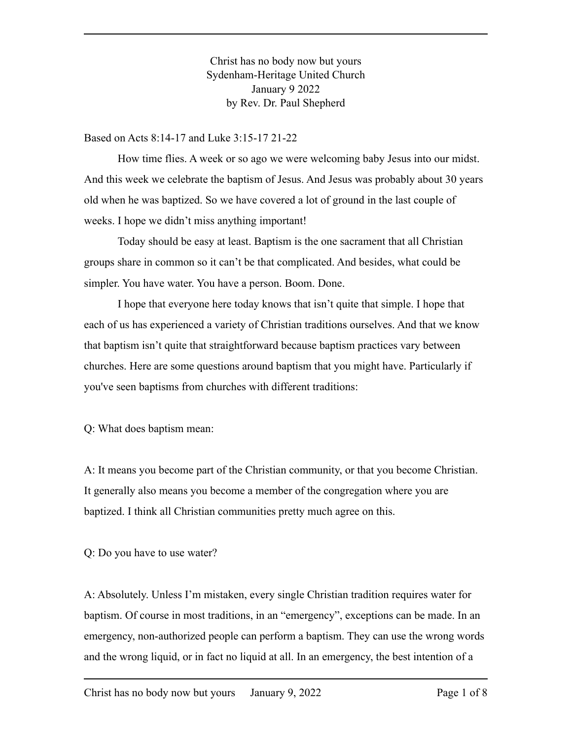# Christ has no body now but yours

Sydenham-Heritage United Church
January 9 2022
by Rev. Dr. Paul Shepherd

Based on Acts 8:14-17 and Luke 3:15-17 21-22

How time flies. A week or so ago we were welcoming baby Jesus into our midst. And this week we celebrate the baptism of Jesus. And Jesus was probably about 30 years old when he was baptized. So we have covered a lot of ground in the last couple of weeks. I hope we didn't miss anything important!

Today should be easy at least. Baptism is the one sacrament that all Christian groups share in common so it can't be that complicated. And besides, what could be simpler. You have water. You have a person. Boom. Done.

I hope that everyone here today knows that isn't quite that simple. I hope that each of us has experienced a variety of Christian traditions ourselves. And that we know that baptism isn't quite that straightforward because baptism practices vary between churches. Here are some questions around baptism that you might have. Particularly if you've seen baptisms from churches with different traditions:

Q: What does baptism mean:

A: It means you become part of the Christian community, or that you become Christian. It generally also means you become a member of the congregation where you are baptized. I think all Christian communities pretty much agree on this.

Q: Do you have to use water?

A: Absolutely. Unless I'm mistaken, every single Christian tradition requires water for baptism. Of course in most traditions, in an "emergency", exceptions can be made. In an emergency, non-authorized people can perform a baptism. They can use the wrong words and the wrong liquid, or in fact no liquid at all. In an emergency, the best intention of a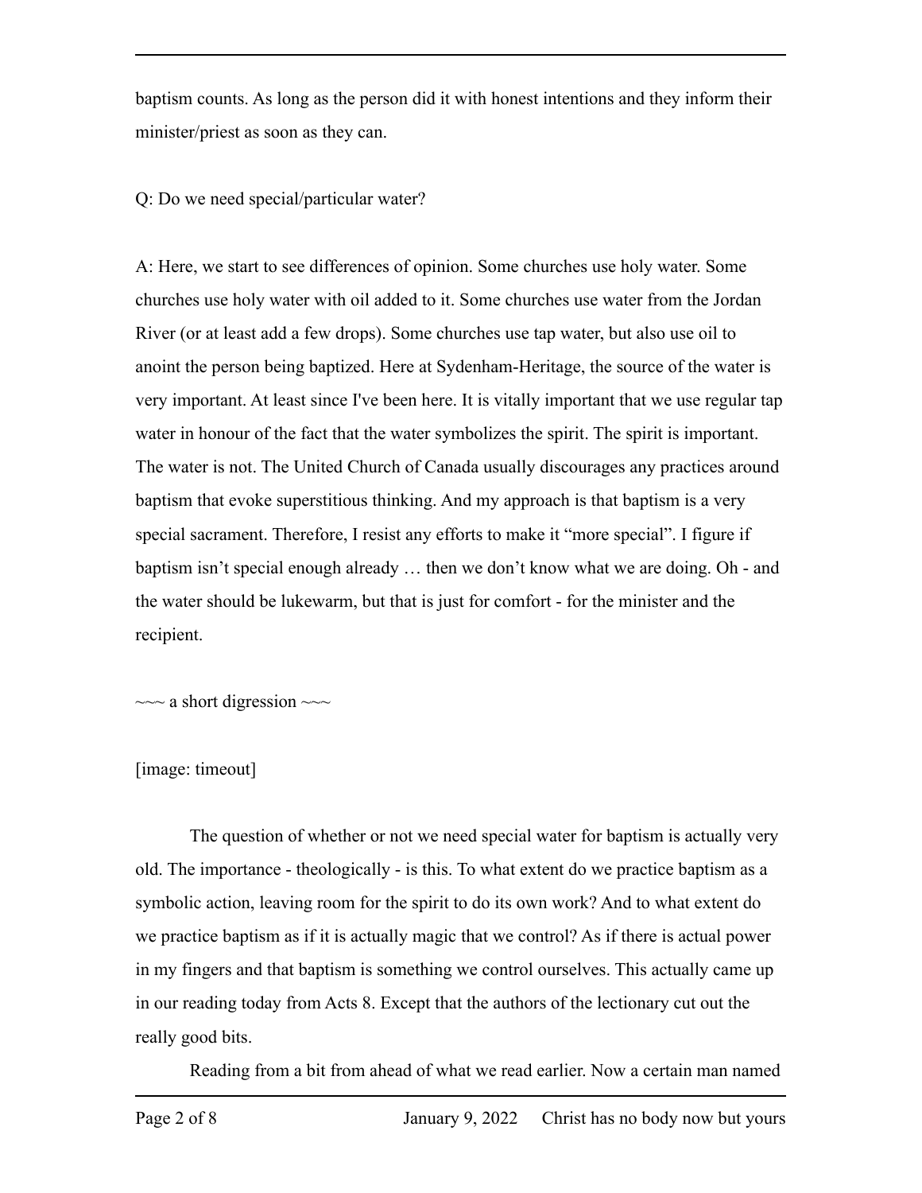baptism counts. As long as the person did it with honest intentions and they inform their minister/priest as soon as they can.

Q: Do we need special/particular water?

A: Here, we start to see differences of opinion. Some churches use holy water. Some churches use holy water with oil added to it. Some churches use water from the Jordan River (or at least add a few drops). Some churches use tap water, but also use oil to anoint the person being baptized. Here at Sydenham-Heritage, the source of the water is very important. At least since I've been here. It is vitally important that we use regular tap water in honour of the fact that the water symbolizes the spirit. The spirit is important. The water is not. The United Church of Canada usually discourages any practices around baptism that evoke superstitious thinking. And my approach is that baptism is a very special sacrament. Therefore, I resist any efforts to make it "more special". I figure if baptism isn't special enough already … then we don't know what we are doing. Oh - and the water should be lukewarm, but that is just for comfort - for the minister and the recipient.

~~~ a short digression ~~~

[image: timeout]

The question of whether or not we need special water for baptism is actually very old. The importance - theologically - is this. To what extent do we practice baptism as a symbolic action, leaving room for the spirit to do its own work? And to what extent do we practice baptism as if it is actually magic that we control? As if there is actual power in my fingers and that baptism is something we control ourselves. This actually came up in our reading today from Acts 8. Except that the authors of the lectionary cut out the really good bits.

Reading from a bit from ahead of what we read earlier. Now a certain man named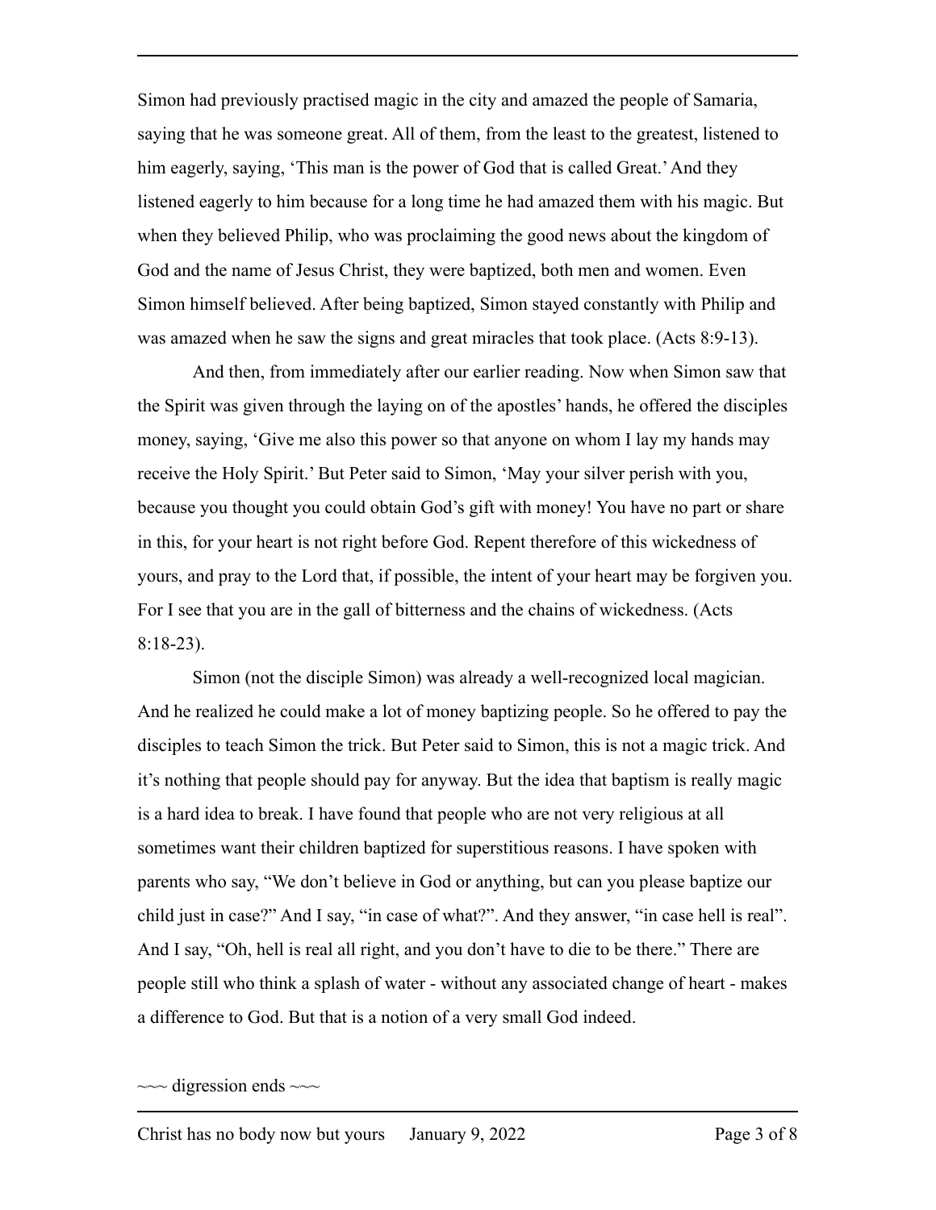Simon had previously practised magic in the city and amazed the people of Samaria, saying that he was someone great. All of them, from the least to the greatest, listened to him eagerly, saying, 'This man is the power of God that is called Great.' And they listened eagerly to him because for a long time he had amazed them with his magic. But when they believed Philip, who was proclaiming the good news about the kingdom of God and the name of Jesus Christ, they were baptized, both men and women. Even Simon himself believed. After being baptized, Simon stayed constantly with Philip and was amazed when he saw the signs and great miracles that took place. (Acts 8:9-13).

And then, from immediately after our earlier reading. Now when Simon saw that the Spirit was given through the laying on of the apostles' hands, he offered the disciples money, saying, 'Give me also this power so that anyone on whom I lay my hands may receive the Holy Spirit.' But Peter said to Simon, 'May your silver perish with you, because you thought you could obtain God's gift with money! You have no part or share in this, for your heart is not right before God. Repent therefore of this wickedness of yours, and pray to the Lord that, if possible, the intent of your heart may be forgiven you. For I see that you are in the gall of bitterness and the chains of wickedness. (Acts 8:18-23).

Simon (not the disciple Simon) was already a well-recognized local magician. And he realized he could make a lot of money baptizing people. So he offered to pay the disciples to teach Simon the trick. But Peter said to Simon, this is not a magic trick. And it's nothing that people should pay for anyway. But the idea that baptism is really magic is a hard idea to break. I have found that people who are not very religious at all sometimes want their children baptized for superstitious reasons. I have spoken with parents who say, "We don't believe in God or anything, but can you please baptize our child just in case?" And I say, "in case of what?". And they answer, "in case hell is real". And I say, "Oh, hell is real all right, and you don't have to die to be there." There are people still who think a splash of water - without any associated change of heart - makes a difference to God. But that is a notion of a very small God indeed.

~~~ digression ends ~~~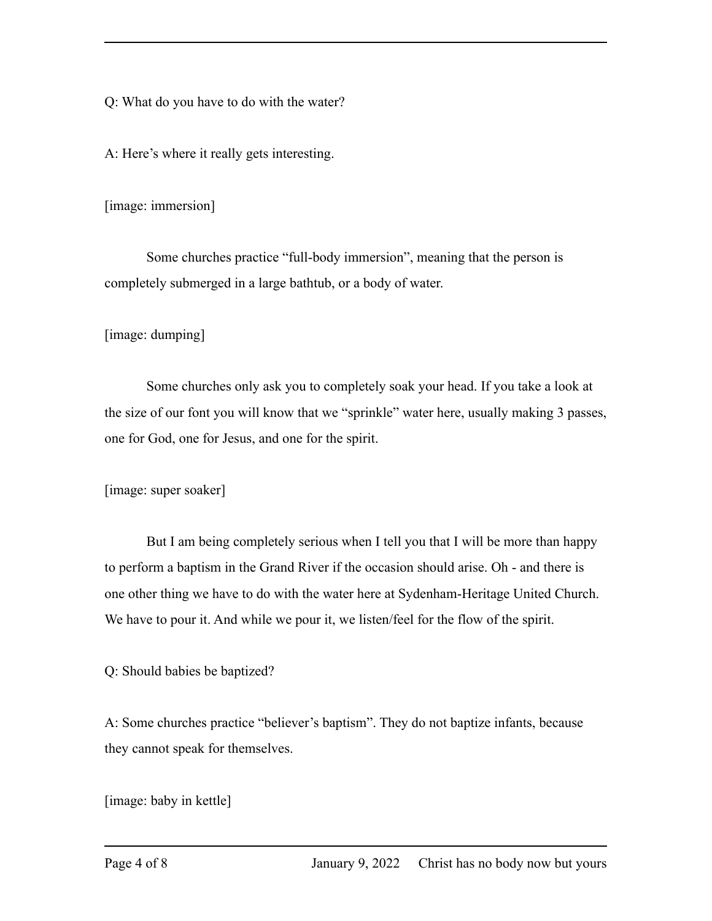Q: What do you have to do with the water?

A: Here's where it really gets interesting.

[image: immersion]

Some churches practice "full-body immersion", meaning that the person is completely submerged in a large bathtub, or a body of water.

[image: dumping]

Some churches only ask you to completely soak your head. If you take a look at the size of our font you will know that we "sprinkle" water here, usually making 3 passes, one for God, one for Jesus, and one for the spirit.

[image: super soaker]

But I am being completely serious when I tell you that I will be more than happy to perform a baptism in the Grand River if the occasion should arise. Oh - and there is one other thing we have to do with the water here at Sydenham-Heritage United Church. We have to pour it. And while we pour it, we listen/feel for the flow of the spirit.

Q: Should babies be baptized?

A: Some churches practice "believer's baptism". They do not baptize infants, because they cannot speak for themselves.

[image: baby in kettle]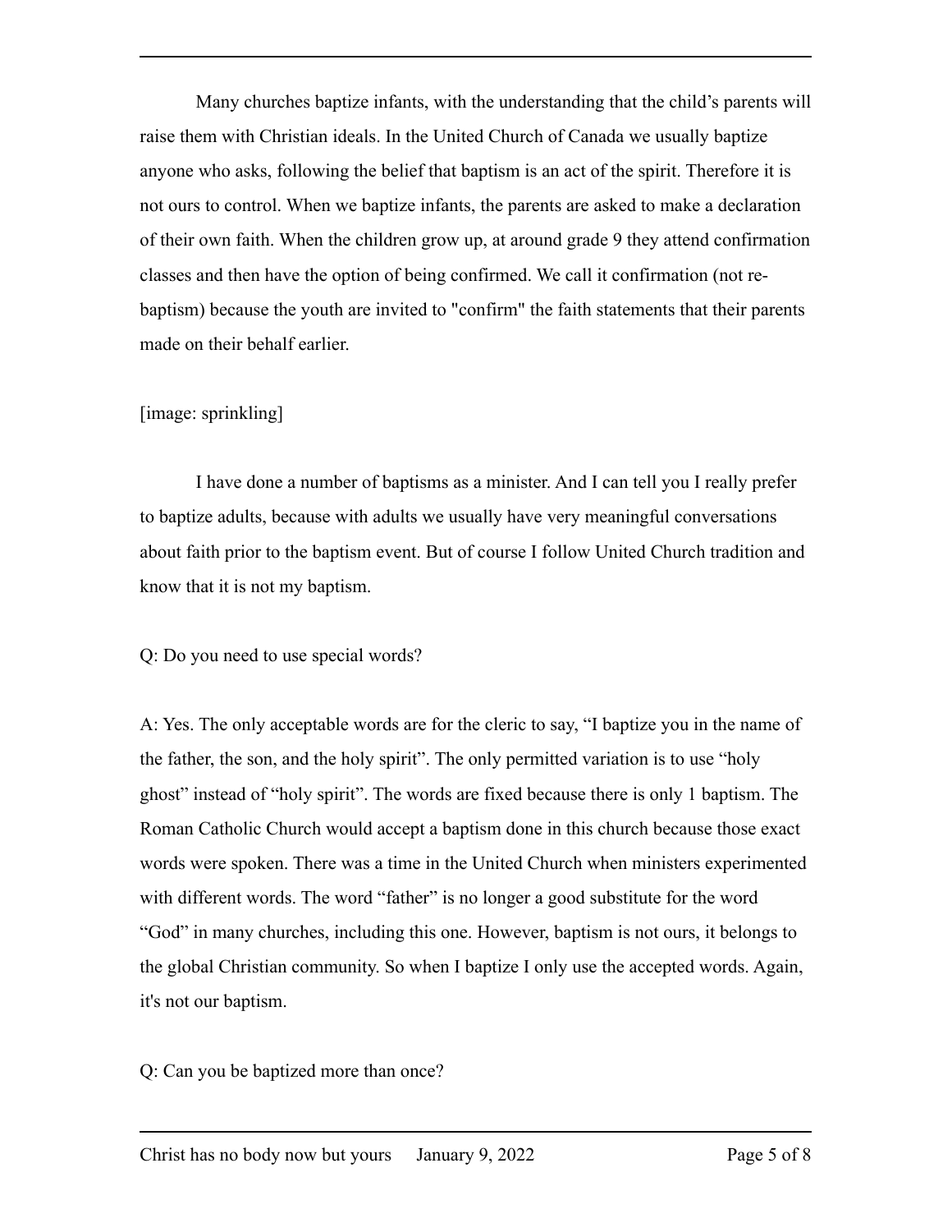Many churches baptize infants, with the understanding that the child's parents will raise them with Christian ideals. In the United Church of Canada we usually baptize anyone who asks, following the belief that baptism is an act of the spirit. Therefore it is not ours to control. When we baptize infants, the parents are asked to make a declaration of their own faith. When the children grow up, at around grade 9 they attend confirmation classes and then have the option of being confirmed. We call it confirmation (not re-baptism) because the youth are invited to "confirm" the faith statements that their parents made on their behalf earlier.

[image: sprinkling]

I have done a number of baptisms as a minister. And I can tell you I really prefer to baptize adults, because with adults we usually have very meaningful conversations about faith prior to the baptism event. But of course I follow United Church tradition and know that it is not my baptism.

Q: Do you need to use special words?

A: Yes. The only acceptable words are for the cleric to say, "I baptize you in the name of the father, the son, and the holy spirit". The only permitted variation is to use "holy ghost" instead of "holy spirit". The words are fixed because there is only 1 baptism. The Roman Catholic Church would accept a baptism done in this church because those exact words were spoken. There was a time in the United Church when ministers experimented with different words. The word "father" is no longer a good substitute for the word "God" in many churches, including this one. However, baptism is not ours, it belongs to the global Christian community. So when I baptize I only use the accepted words. Again, it's not our baptism.

Q: Can you be baptized more than once?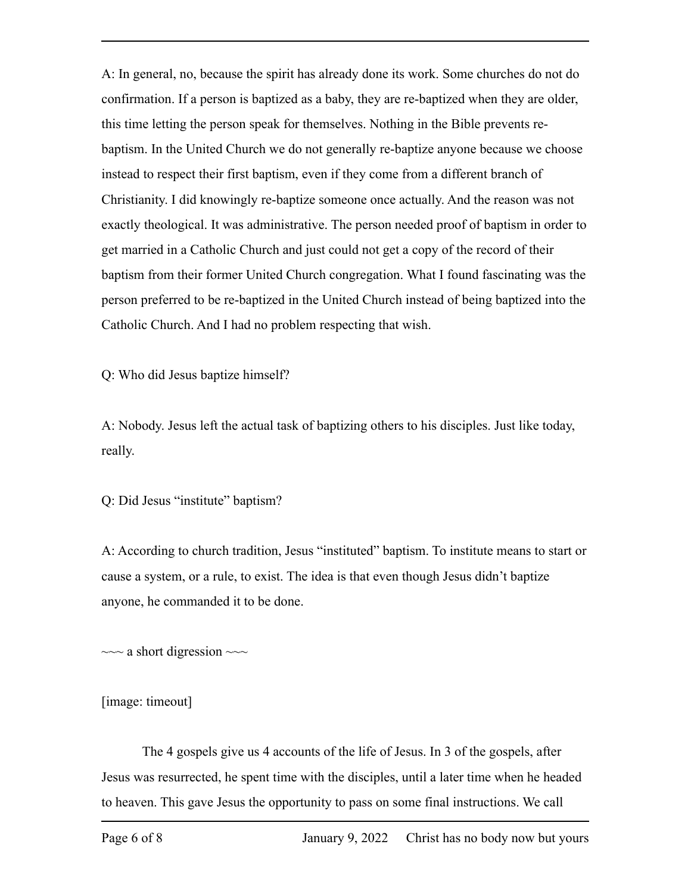A: In general, no, because the spirit has already done its work. Some churches do not do confirmation. If a person is baptized as a baby, they are re-baptized when they are older, this time letting the person speak for themselves. Nothing in the Bible prevents re-baptism. In the United Church we do not generally re-baptize anyone because we choose instead to respect their first baptism, even if they come from a different branch of Christianity. I did knowingly re-baptize someone once actually. And the reason was not exactly theological. It was administrative. The person needed proof of baptism in order to get married in a Catholic Church and just could not get a copy of the record of their baptism from their former United Church congregation. What I found fascinating was the person preferred to be re-baptized in the United Church instead of being baptized into the Catholic Church. And I had no problem respecting that wish.

Q: Who did Jesus baptize himself?

A: Nobody. Jesus left the actual task of baptizing others to his disciples. Just like today, really.

Q: Did Jesus "institute" baptism?

A: According to church tradition, Jesus "instituted" baptism. To institute means to start or cause a system, or a rule, to exist. The idea is that even though Jesus didn't baptize anyone, he commanded it to be done.

~~~ a short digression ~~~

[image: timeout]

The 4 gospels give us 4 accounts of the life of Jesus. In 3 of the gospels, after Jesus was resurrected, he spent time with the disciples, until a later time when he headed to heaven. This gave Jesus the opportunity to pass on some final instructions. We call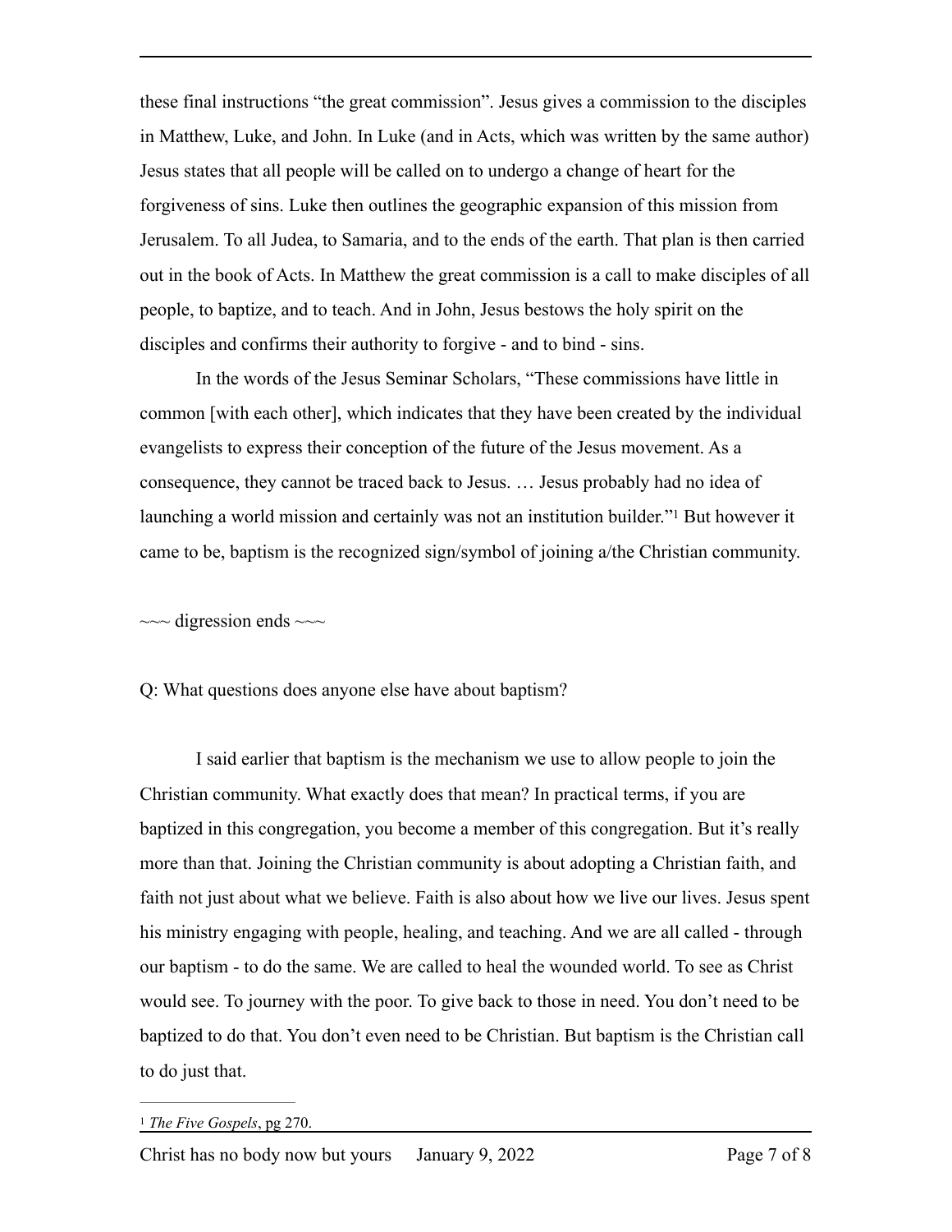these final instructions “the great commission”. Jesus gives a commission to the disciples in Matthew, Luke, and John. In Luke (and in Acts, which was written by the same author) Jesus states that all people will be called on to undergo a change of heart for the forgiveness of sins. Luke then outlines the geographic expansion of this mission from Jerusalem. To all Judea, to Samaria, and to the ends of the earth. That plan is then carried out in the book of Acts. In Matthew the great commission is a call to make disciples of all people, to baptize, and to teach. And in John, Jesus bestows the holy spirit on the disciples and confirms their authority to forgive - and to bind - sins.

In the words of the Jesus Seminar Scholars, “These commissions have little in common [with each other], which indicates that they have been created by the individual evangelists to express their conception of the future of the Jesus movement. As a consequence, they cannot be traced back to Jesus. … Jesus probably had no idea of launching a world mission and certainly was not an institution builder.”[1] But however it came to be, baptism is the recognized sign/symbol of joining a/the Christian community.

~~~ digression ends ~~~

Q: What questions does anyone else have about baptism?

I said earlier that baptism is the mechanism we use to allow people to join the Christian community. What exactly does that mean? In practical terms, if you are baptized in this congregation, you become a member of this congregation. But it’s really more than that. Joining the Christian community is about adopting a Christian faith, and faith not just about what we believe. Faith is also about how we live our lives. Jesus spent his ministry engaging with people, healing, and teaching. And we are all called - through our baptism - to do the same. We are called to heal the wounded world. To see as Christ would see. To journey with the poor. To give back to those in need. You don’t need to be baptized to do that. You don’t even need to be Christian. But baptism is the Christian call to do just that.

[1] *The Five Gospels*, pg 270.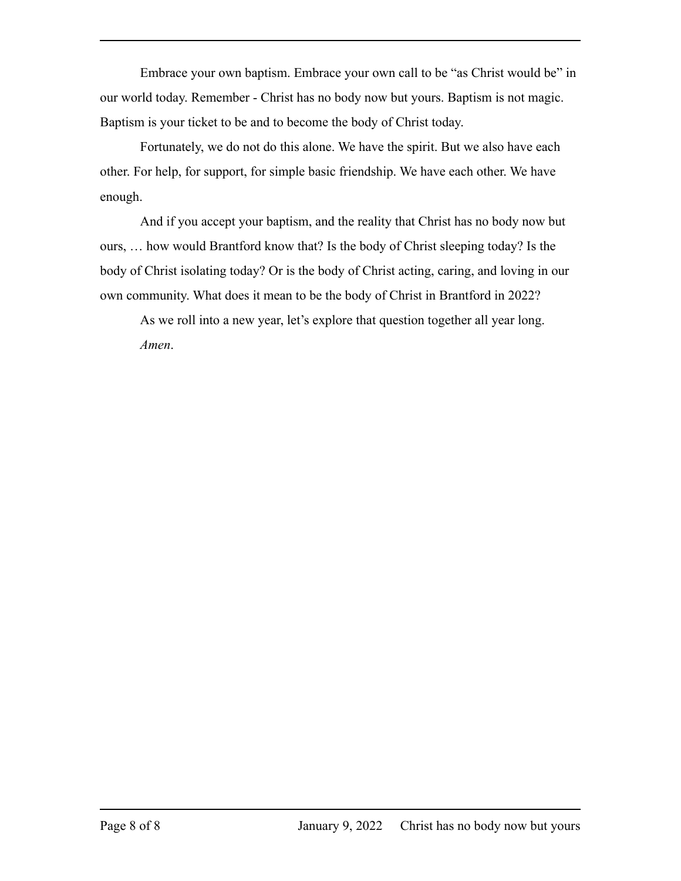Embrace your own baptism. Embrace your own call to be “as Christ would be” in our world today. Remember - Christ has no body now but yours. Baptism is not magic. Baptism is your ticket to be and to become the body of Christ today.

Fortunately, we do not do this alone. We have the spirit. But we also have each other. For help, for support, for simple basic friendship. We have each other. We have enough.

And if you accept your baptism, and the reality that Christ has no body now but ours, … how would Brantford know that? Is the body of Christ sleeping today? Is the body of Christ isolating today? Or is the body of Christ acting, caring, and loving in our own community. What does it mean to be the body of Christ in Brantford in 2022?

As we roll into a new year, let’s explore that question together all year long.

*Amen*.